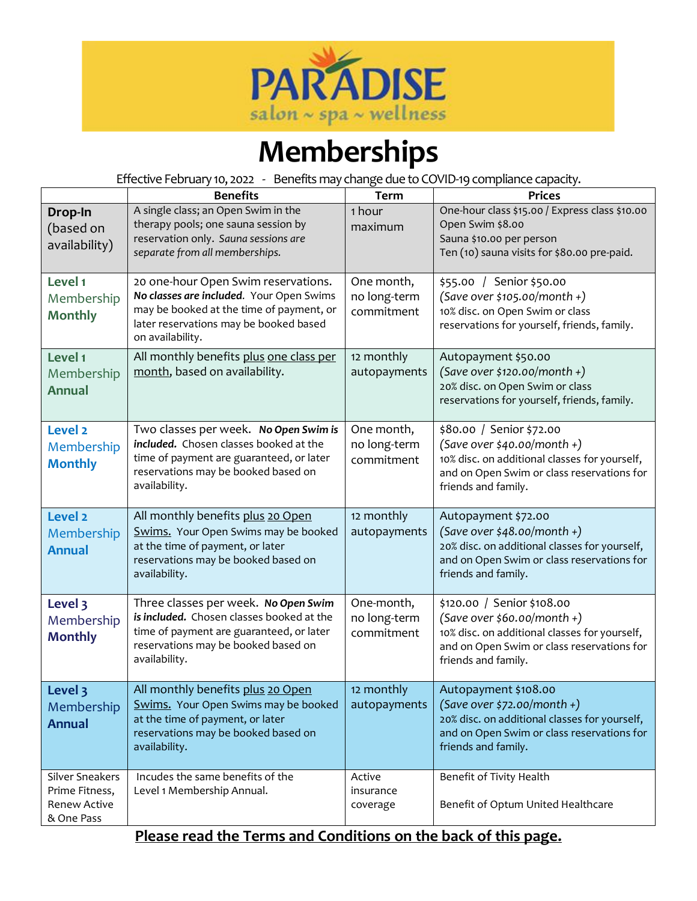PARADISE

salon ~ spa ~ wellness

# Memberships

Effective February 10, 2022 - Benefits may change due to COVID-19 compliance capacity.

| | Benefits | Term | Prices |
|---|---|---|---|
| **Drop-In** (based on availability) | A single class; an Open Swim in the therapy pools; one sauna session by reservation only. *Sauna sessions are separate from all memberships.* | 1 hour maximum | One-hour class $15.00 / Express class $10.00<br>Open Swim $8.00<br>Sauna $10.00 per person<br>Ten (10) sauna visits for $80.00 pre-paid. |
| **Level 1** Membership **Monthly** | 20 one-hour Open Swim reservations. ***No classes are included.*** Your Open Swims may be booked at the time of payment, or later reservations may be booked based on availability. | One month, no long-term commitment | $55.00 / Senior $50.00<br>*(Save over $105.00/month +)*<br>10% disc. on Open Swim or class reservations for yourself, friends, family. |
| **Level 1** Membership **Annual** | All monthly benefits plus one class per month, based on availability. | 12 monthly autopayments | Autopayment $50.00<br>*(Save over $120.00/month +)*<br>20% disc. on Open Swim or class reservations for yourself, friends, family. |
| **Level 2** Membership **Monthly** | Two classes per week. ***No Open Swim is included.*** Chosen classes booked at the time of payment are guaranteed, or later reservations may be booked based on availability. | One month, no long-term commitment | $80.00 / Senior $72.00<br>*(Save over $40.00/month +)*<br>10% disc. on additional classes for yourself, and on Open Swim or class reservations for friends and family. |
| **Level 2** Membership **Annual** | All monthly benefits plus 20 Open Swims. Your Open Swims may be booked at the time of payment, or later reservations may be booked based on availability. | 12 monthly autopayments | Autopayment $72.00<br>*(Save over $48.00/month +)*<br>20% disc. on additional classes for yourself, and on Open Swim or class reservations for friends and family. |
| **Level 3** Membership **Monthly** | Three classes per week. ***No Open Swim is included.*** Chosen classes booked at the time of payment are guaranteed, or later reservations may be booked based on availability. | One-month, no long-term commitment | $120.00 / Senior $108.00<br>*(Save over $60.00/month +)*<br>10% disc. on additional classes for yourself, and on Open Swim or class reservations for friends and family. |
| **Level 3** Membership **Annual** | All monthly benefits plus 20 Open Swims. Your Open Swims may be booked at the time of payment, or later reservations may be booked based on availability. | 12 monthly autopayments | Autopayment $108.00<br>*(Save over $72.00/month +)*<br>20% disc. on additional classes for yourself, and on Open Swim or class reservations for friends and family. |
| Silver Sneakers Prime Fitness, Renew Active & One Pass | Incudes the same benefits of the Level 1 Membership Annual. | Active insurance coverage | Benefit of Tivity Health<br><br>Benefit of Optum United Healthcare |

**Please read the Terms and Conditions on the back of this page.**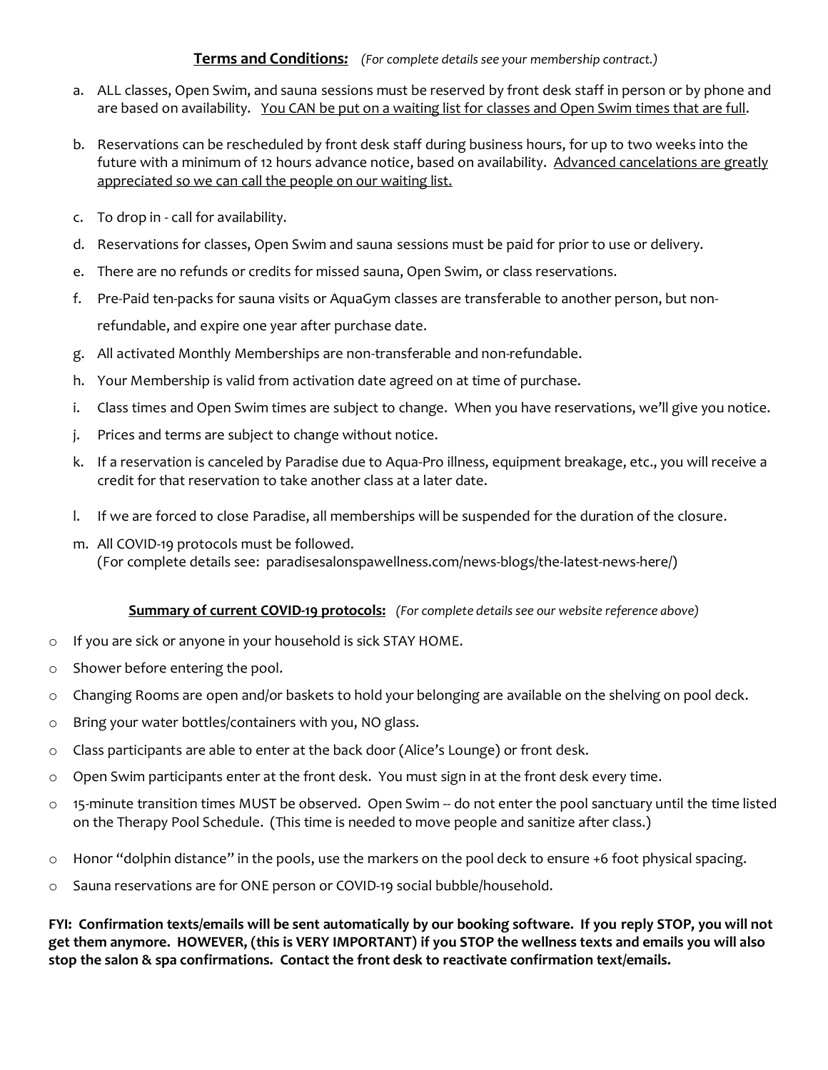**<u>Terms and Conditions:</u>** *(For complete details see your membership contract.)*

a. ALL classes, Open Swim, and sauna sessions must be reserved by front desk staff in person or by phone and are based on availability. <u>You CAN be put on a waiting list for classes and Open Swim times that are full</u>.

b. Reservations can be rescheduled by front desk staff during business hours, for up to two weeks into the future with a minimum of 12 hours advance notice, based on availability. <u>Advanced cancelations are greatly appreciated so we can call the people on our waiting list.</u>

c. To drop in - call for availability.

d. Reservations for classes, Open Swim and sauna sessions must be paid for prior to use or delivery.

e. There are no refunds or credits for missed sauna, Open Swim, or class reservations.

f. Pre-Paid ten-packs for sauna visits or AquaGym classes are transferable to another person, but non-refundable, and expire one year after purchase date.

g. All activated Monthly Memberships are non-transferable and non-refundable.

h. Your Membership is valid from activation date agreed on at time of purchase.

i. Class times and Open Swim times are subject to change. When you have reservations, we'll give you notice.

j. Prices and terms are subject to change without notice.

k. If a reservation is canceled by Paradise due to Aqua-Pro illness, equipment breakage, etc., you will receive a credit for that reservation to take another class at a later date.

l. If we are forced to close Paradise, all memberships will be suspended for the duration of the closure.

m. All COVID-19 protocols must be followed.
(For complete details see: paradisesalonspawellness.com/news-blogs/the-latest-news-here/)

**<u>Summary of current COVID-19 protocols:</u>** *(For complete details see our website reference above)*

- If you are sick or anyone in your household is sick STAY HOME.
- Shower before entering the pool.
- Changing Rooms are open and/or baskets to hold your belonging are available on the shelving on pool deck.
- Bring your water bottles/containers with you, NO glass.
- Class participants are able to enter at the back door (Alice's Lounge) or front desk.
- Open Swim participants enter at the front desk. You must sign in at the front desk every time.
- 15-minute transition times MUST be observed. Open Swim -- do not enter the pool sanctuary until the time listed on the Therapy Pool Schedule. (This time is needed to move people and sanitize after class.)
- Honor "dolphin distance" in the pools, use the markers on the pool deck to ensure +6 foot physical spacing.
- Sauna reservations are for ONE person or COVID-19 social bubble/household.

**FYI: Confirmation texts/emails will be sent automatically by our booking software. If you reply STOP, you will not get them anymore. HOWEVER, (this is VERY IMPORTANT) if you STOP the wellness texts and emails you will also stop the salon & spa confirmations. Contact the front desk to reactivate confirmation text/emails.**